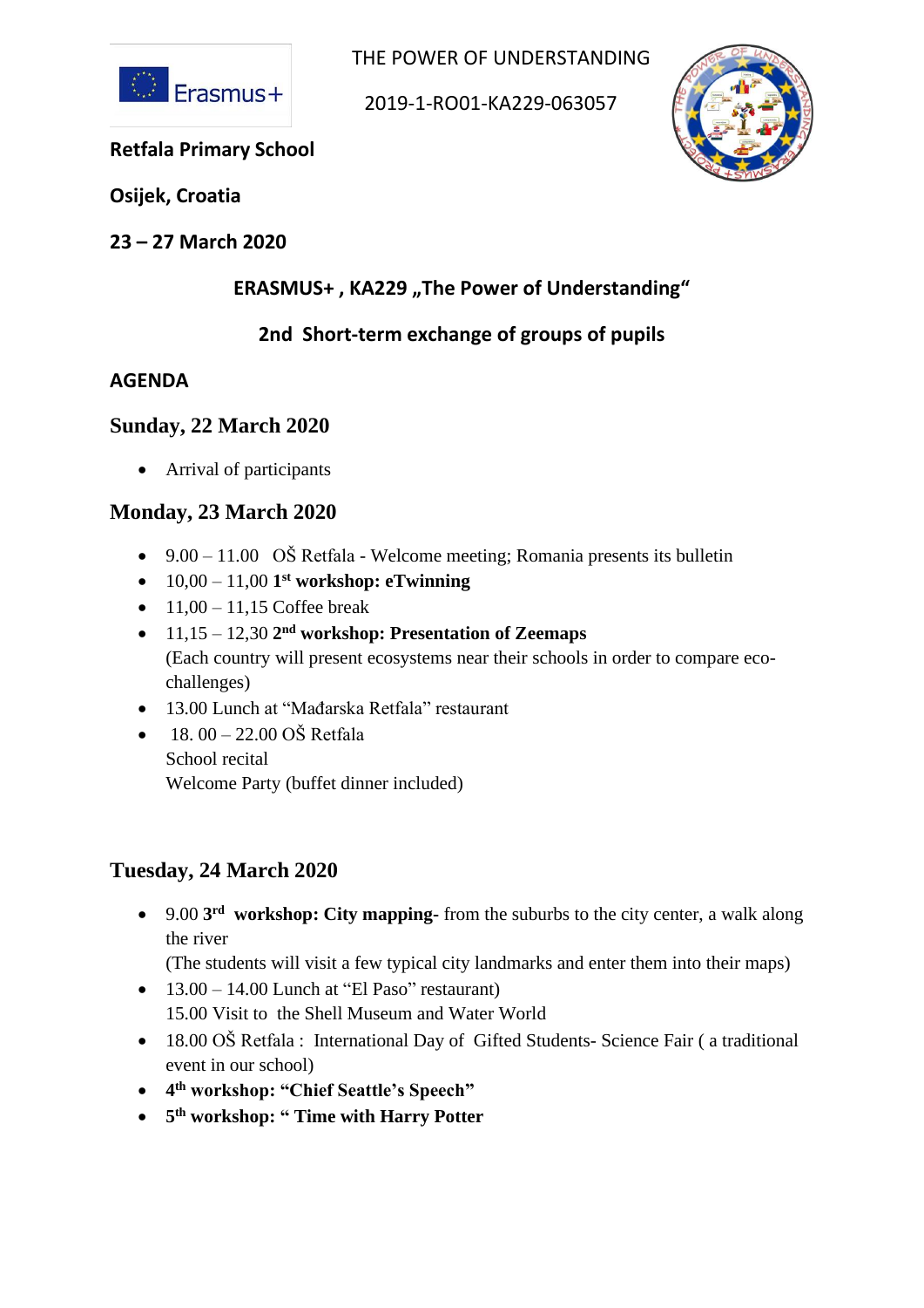THE POWER OF UNDERSTANDING

2019-1-RO01-KA229-063057

**Retfala Primary School**

**Osijek, Croatia**

**23 – 27 March 2020**

**ERASMUS+ , KA229 „The Power of Understanding“**

**2nd Short-term exchange of groups of pupils**

## AGENDA

### Sunday, 22 March 2020

- Arrival of participants

### Monday, 23 March 2020

- 9.00 – 11.00 OŠ Retfala - Welcome meeting; Romania presents its bulletin
- 10,00 – 11,00 **1st workshop: eTwinning**
- 11,00 – 11,15 Coffee break
- 11,15 – 12,30 **2nd workshop: Presentation of Zeemaps**
  (Each country will present ecosystems near their schools in order to compare eco-challenges)
- 13.00 Lunch at "Mađarska Retfala" restaurant
- 18. 00 – 22.00 OŠ Retfala
  School recital
  Welcome Party (buffet dinner included)

### Tuesday, 24 March 2020

- 9.00 **3rd workshop: City mapping**- from the suburbs to the city center, a walk along the river
  (The students will visit a few typical city landmarks and enter them into their maps)
- 13.00 – 14.00 Lunch at "El Paso" restaurant)
  15.00 Visit to the Shell Museum and Water World
- 18.00 OŠ Retfala : International Day of Gifted Students- Science Fair ( a traditional event in our school)
- **4th workshop: "Chief Seattle's Speech"**
- **5th workshop: " Time with Harry Potter**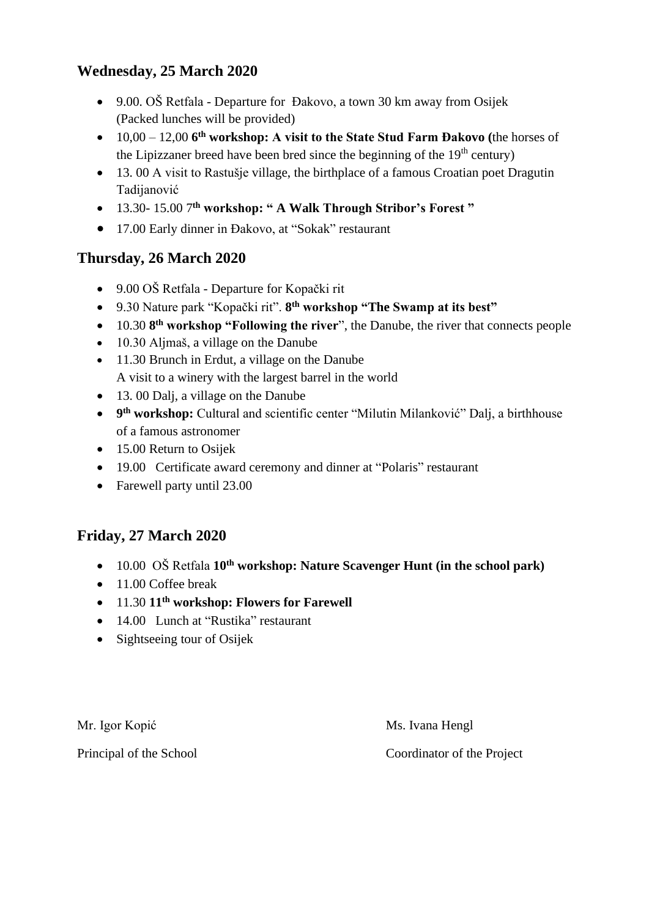## Wednesday, 25 March 2020

- 9.00. OŠ Retfala - Departure for Đakovo, a town 30 km away from Osijek (Packed lunches will be provided)
- 10,00 – 12,00 **6th workshop: A visit to the State Stud Farm Đakovo (**the horses of the Lipizzaner breed have been bred since the beginning of the 19th century)
- 13. 00 A visit to Rastušje village, the birthplace of a famous Croatian poet Dragutin Tadijanović
- 13.30- 15.00 7**th workshop: " A Walk Through Stribor's Forest "**
- 17.00 Early dinner in Đakovo, at "Sokak" restaurant

## Thursday, 26 March 2020

- 9.00 OŠ Retfala - Departure for Kopački rit
- 9.30 Nature park "Kopački rit". **8th workshop "The Swamp at its best"**
- 10.30 **8th workshop "Following the river**", the Danube, the river that connects people
- 10.30 Aljmaš, a village on the Danube
- 11.30 Brunch in Erdut, a village on the Danube
  A visit to a winery with the largest barrel in the world
- 13. 00 Dalj, a village on the Danube
- **9th workshop:** Cultural and scientific center "Milutin Milanković" Dalj, a birthhouse of a famous astronomer
- 15.00 Return to Osijek
- 19.00 Certificate award ceremony and dinner at "Polaris" restaurant
- Farewell party until 23.00

## Friday, 27 March 2020

- 10.00 OŠ Retfala **10th workshop: Nature Scavenger Hunt (in the school park)**
- 11.00 Coffee break
- 11.30 **11th workshop: Flowers for Farewell**
- 14.00 Lunch at "Rustika" restaurant
- Sightseeing tour of Osijek

Mr. Igor Kopić
Principal of the School

Ms. Ivana Hengl
Coordinator of the Project